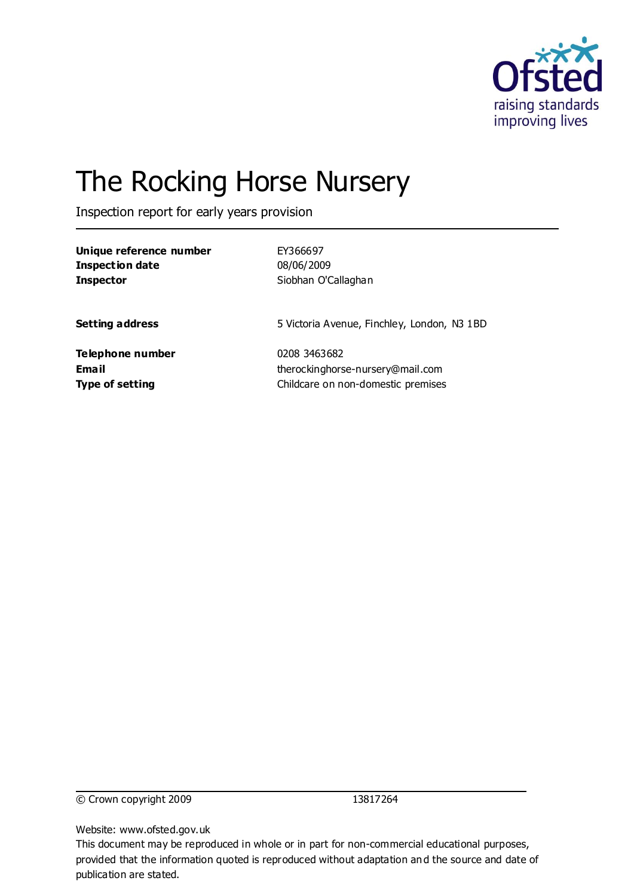# The Rocking Horse Nursery

Inspection report for early years provision

| | |
|---|---|
| **Unique reference number** | EY366697 |
| **Inspection date** | 08/06/2009 |
| **Inspector** | Siobhan O'Callaghan |
| **Setting address** | 5 Victoria Avenue, Finchley, London, N3 1BD |
| **Telephone number** | 0208 3463682 |
| **Email** | therockinghorse-nursery@mail.com |
| **Type of setting** | Childcare on non-domestic premises |

© Crown copyright 2009 13817264

Website: www.ofsted.gov.uk

This document may be reproduced in whole or in part for non-commercial educational purposes, provided that the information quoted is reproduced without adaptation and the source and date of publication are stated.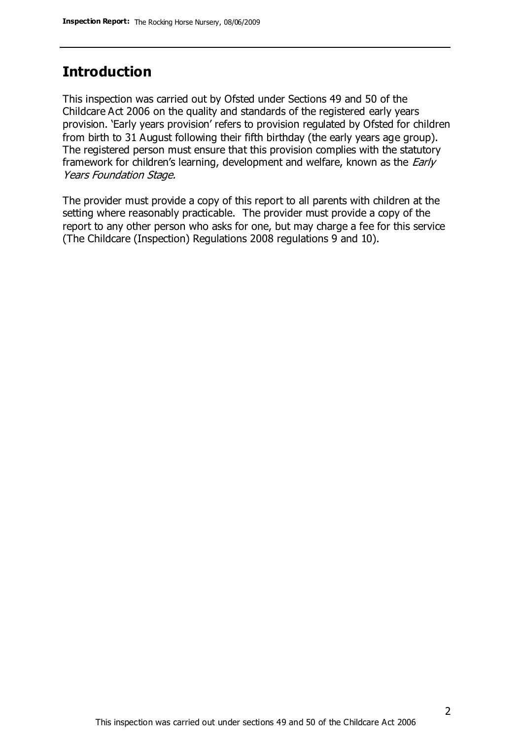## Introduction

This inspection was carried out by Ofsted under Sections 49 and 50 of the Childcare Act 2006 on the quality and standards of the registered early years provision. 'Early years provision' refers to provision regulated by Ofsted for children from birth to 31 August following their fifth birthday (the early years age group). The registered person must ensure that this provision complies with the statutory framework for children's learning, development and welfare, known as the *Early Years Foundation Stage.*

The provider must provide a copy of this report to all parents with children at the setting where reasonably practicable. The provider must provide a copy of the report to any other person who asks for one, but may charge a fee for this service (The Childcare (Inspection) Regulations 2008 regulations 9 and 10).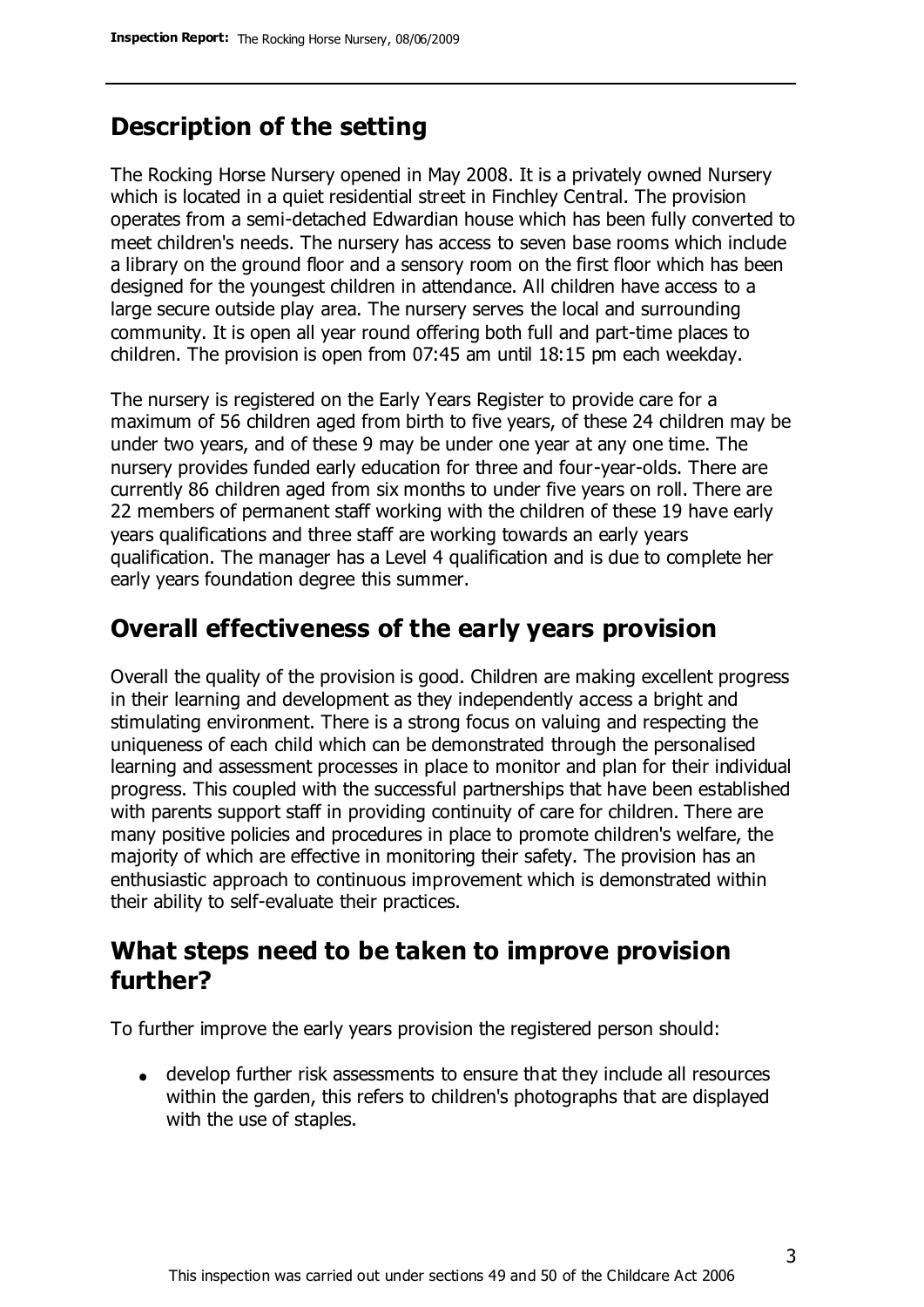## Description of the setting

The Rocking Horse Nursery opened in May 2008. It is a privately owned Nursery which is located in a quiet residential street in Finchley Central. The provision operates from a semi-detached Edwardian house which has been fully converted to meet children's needs. The nursery has access to seven base rooms which include a library on the ground floor and a sensory room on the first floor which has been designed for the youngest children in attendance. All children have access to a large secure outside play area. The nursery serves the local and surrounding community. It is open all year round offering both full and part-time places to children. The provision is open from 07:45 am until 18:15 pm each weekday.

The nursery is registered on the Early Years Register to provide care for a maximum of 56 children aged from birth to five years, of these 24 children may be under two years, and of these 9 may be under one year at any one time. The nursery provides funded early education for three and four-year-olds. There are currently 86 children aged from six months to under five years on roll. There are 22 members of permanent staff working with the children of these 19 have early years qualifications and three staff are working towards an early years qualification. The manager has a Level 4 qualification and is due to complete her early years foundation degree this summer.

## Overall effectiveness of the early years provision

Overall the quality of the provision is good. Children are making excellent progress in their learning and development as they independently access a bright and stimulating environment. There is a strong focus on valuing and respecting the uniqueness of each child which can be demonstrated through the personalised learning and assessment processes in place to monitor and plan for their individual progress. This coupled with the successful partnerships that have been established with parents support staff in providing continuity of care for children. There are many positive policies and procedures in place to promote children's welfare, the majority of which are effective in monitoring their safety. The provision has an enthusiastic approach to continuous improvement which is demonstrated within their ability to self-evaluate their practices.

## What steps need to be taken to improve provision further?

To further improve the early years provision the registered person should:

- develop further risk assessments to ensure that they include all resources within the garden, this refers to children's photographs that are displayed with the use of staples.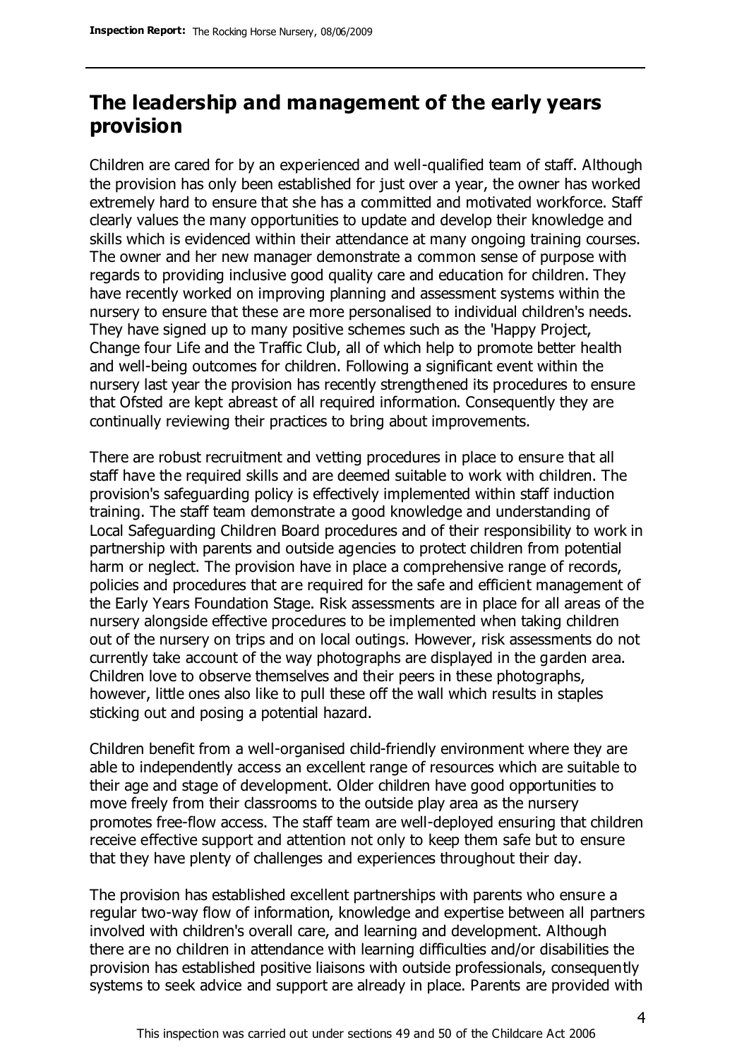## The leadership and management of the early years provision

Children are cared for by an experienced and well-qualified team of staff. Although the provision has only been established for just over a year, the owner has worked extremely hard to ensure that she has a committed and motivated workforce. Staff clearly values the many opportunities to update and develop their knowledge and skills which is evidenced within their attendance at many ongoing training courses. The owner and her new manager demonstrate a common sense of purpose with regards to providing inclusive good quality care and education for children. They have recently worked on improving planning and assessment systems within the nursery to ensure that these are more personalised to individual children's needs. They have signed up to many positive schemes such as the 'Happy Project, Change four Life and the Traffic Club, all of which help to promote better health and well-being outcomes for children. Following a significant event within the nursery last year the provision has recently strengthened its procedures to ensure that Ofsted are kept abreast of all required information. Consequently they are continually reviewing their practices to bring about improvements.

There are robust recruitment and vetting procedures in place to ensure that all staff have the required skills and are deemed suitable to work with children. The provision's safeguarding policy is effectively implemented within staff induction training. The staff team demonstrate a good knowledge and understanding of Local Safeguarding Children Board procedures and of their responsibility to work in partnership with parents and outside agencies to protect children from potential harm or neglect. The provision have in place a comprehensive range of records, policies and procedures that are required for the safe and efficient management of the Early Years Foundation Stage. Risk assessments are in place for all areas of the nursery alongside effective procedures to be implemented when taking children out of the nursery on trips and on local outings. However, risk assessments do not currently take account of the way photographs are displayed in the garden area. Children love to observe themselves and their peers in these photographs, however, little ones also like to pull these off the wall which results in staples sticking out and posing a potential hazard.

Children benefit from a well-organised child-friendly environment where they are able to independently access an excellent range of resources which are suitable to their age and stage of development. Older children have good opportunities to move freely from their classrooms to the outside play area as the nursery promotes free-flow access. The staff team are well-deployed ensuring that children receive effective support and attention not only to keep them safe but to ensure that they have plenty of challenges and experiences throughout their day.

The provision has established excellent partnerships with parents who ensure a regular two-way flow of information, knowledge and expertise between all partners involved with children's overall care, and learning and development. Although there are no children in attendance with learning difficulties and/or disabilities the provision has established positive liaisons with outside professionals, consequently systems to seek advice and support are already in place. Parents are provided with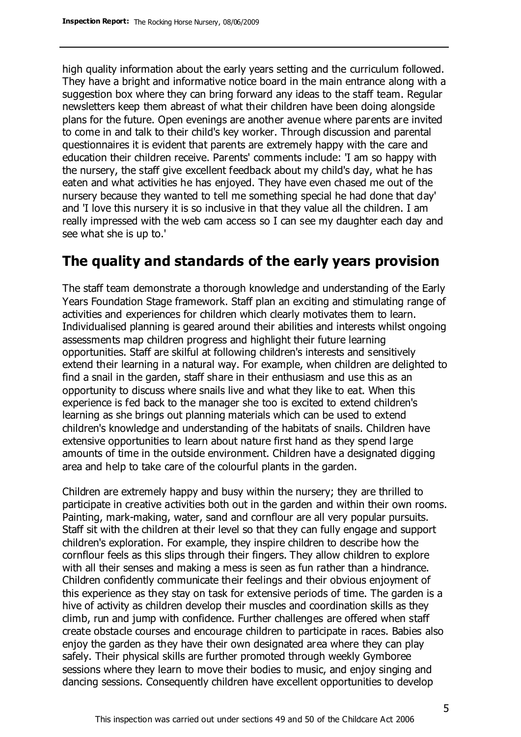high quality information about the early years setting and the curriculum followed. They have a bright and informative notice board in the main entrance along with a suggestion box where they can bring forward any ideas to the staff team. Regular newsletters keep them abreast of what their children have been doing alongside plans for the future. Open evenings are another avenue where parents are invited to come in and talk to their child's key worker. Through discussion and parental questionnaires it is evident that parents are extremely happy with the care and education their children receive. Parents' comments include: 'I am so happy with the nursery, the staff give excellent feedback about my child's day, what he has eaten and what activities he has enjoyed. They have even chased me out of the nursery because they wanted to tell me something special he had done that day' and 'I love this nursery it is so inclusive in that they value all the children. I am really impressed with the web cam access so I can see my daughter each day and see what she is up to.'

## The quality and standards of the early years provision

The staff team demonstrate a thorough knowledge and understanding of the Early Years Foundation Stage framework. Staff plan an exciting and stimulating range of activities and experiences for children which clearly motivates them to learn. Individualised planning is geared around their abilities and interests whilst ongoing assessments map children progress and highlight their future learning opportunities. Staff are skilful at following children's interests and sensitively extend their learning in a natural way. For example, when children are delighted to find a snail in the garden, staff share in their enthusiasm and use this as an opportunity to discuss where snails live and what they like to eat. When this experience is fed back to the manager she too is excited to extend children's learning as she brings out planning materials which can be used to extend children's knowledge and understanding of the habitats of snails. Children have extensive opportunities to learn about nature first hand as they spend large amounts of time in the outside environment. Children have a designated digging area and help to take care of the colourful plants in the garden.

Children are extremely happy and busy within the nursery; they are thrilled to participate in creative activities both out in the garden and within their own rooms. Painting, mark-making, water, sand and cornflour are all very popular pursuits. Staff sit with the children at their level so that they can fully engage and support children's exploration. For example, they inspire children to describe how the cornflour feels as this slips through their fingers. They allow children to explore with all their senses and making a mess is seen as fun rather than a hindrance. Children confidently communicate their feelings and their obvious enjoyment of this experience as they stay on task for extensive periods of time. The garden is a hive of activity as children develop their muscles and coordination skills as they climb, run and jump with confidence. Further challenges are offered when staff create obstacle courses and encourage children to participate in races. Babies also enjoy the garden as they have their own designated area where they can play safely. Their physical skills are further promoted through weekly Gymboree sessions where they learn to move their bodies to music, and enjoy singing and dancing sessions. Consequently children have excellent opportunities to develop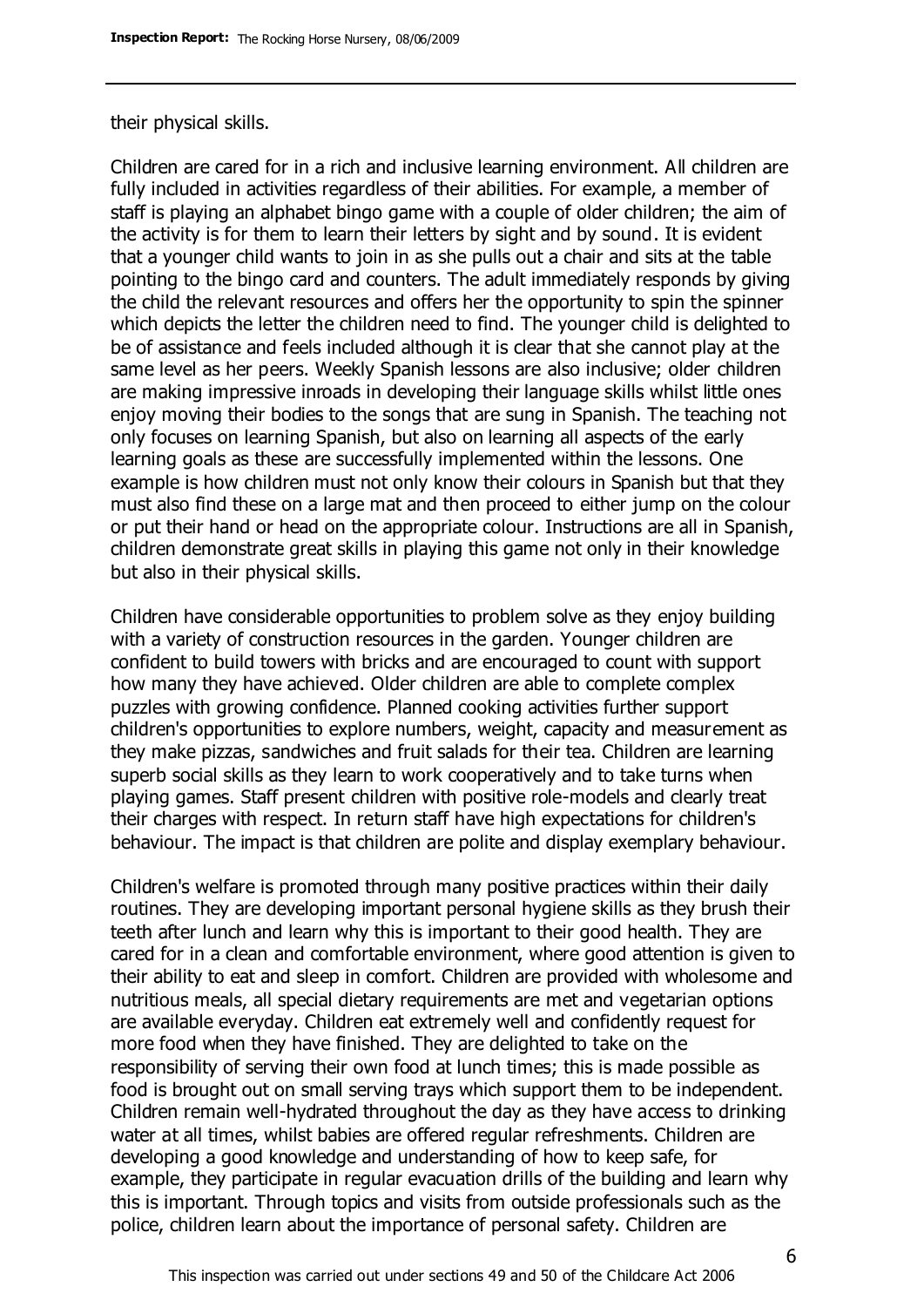their physical skills.

Children are cared for in a rich and inclusive learning environment. All children are fully included in activities regardless of their abilities. For example, a member of staff is playing an alphabet bingo game with a couple of older children; the aim of the activity is for them to learn their letters by sight and by sound. It is evident that a younger child wants to join in as she pulls out a chair and sits at the table pointing to the bingo card and counters. The adult immediately responds by giving the child the relevant resources and offers her the opportunity to spin the spinner which depicts the letter the children need to find. The younger child is delighted to be of assistance and feels included although it is clear that she cannot play at the same level as her peers. Weekly Spanish lessons are also inclusive; older children are making impressive inroads in developing their language skills whilst little ones enjoy moving their bodies to the songs that are sung in Spanish. The teaching not only focuses on learning Spanish, but also on learning all aspects of the early learning goals as these are successfully implemented within the lessons. One example is how children must not only know their colours in Spanish but that they must also find these on a large mat and then proceed to either jump on the colour or put their hand or head on the appropriate colour. Instructions are all in Spanish, children demonstrate great skills in playing this game not only in their knowledge but also in their physical skills.

Children have considerable opportunities to problem solve as they enjoy building with a variety of construction resources in the garden. Younger children are confident to build towers with bricks and are encouraged to count with support how many they have achieved. Older children are able to complete complex puzzles with growing confidence. Planned cooking activities further support children's opportunities to explore numbers, weight, capacity and measurement as they make pizzas, sandwiches and fruit salads for their tea. Children are learning superb social skills as they learn to work cooperatively and to take turns when playing games. Staff present children with positive role-models and clearly treat their charges with respect. In return staff have high expectations for children's behaviour. The impact is that children are polite and display exemplary behaviour.

Children's welfare is promoted through many positive practices within their daily routines. They are developing important personal hygiene skills as they brush their teeth after lunch and learn why this is important to their good health. They are cared for in a clean and comfortable environment, where good attention is given to their ability to eat and sleep in comfort. Children are provided with wholesome and nutritious meals, all special dietary requirements are met and vegetarian options are available everyday. Children eat extremely well and confidently request for more food when they have finished. They are delighted to take on the responsibility of serving their own food at lunch times; this is made possible as food is brought out on small serving trays which support them to be independent. Children remain well-hydrated throughout the day as they have access to drinking water at all times, whilst babies are offered regular refreshments. Children are developing a good knowledge and understanding of how to keep safe, for example, they participate in regular evacuation drills of the building and learn why this is important. Through topics and visits from outside professionals such as the police, children learn about the importance of personal safety. Children are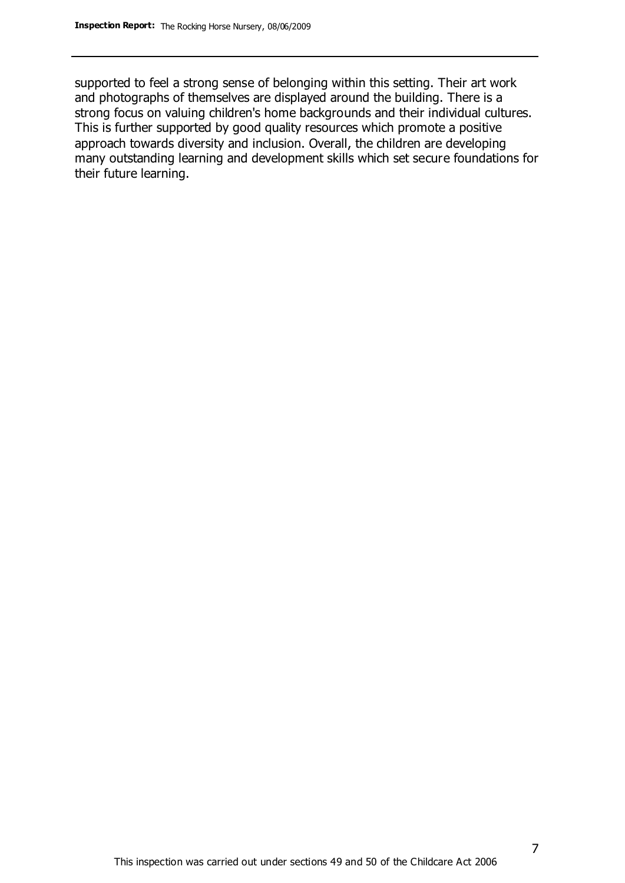supported to feel a strong sense of belonging within this setting. Their art work and photographs of themselves are displayed around the building. There is a strong focus on valuing children's home backgrounds and their individual cultures. This is further supported by good quality resources which promote a positive approach towards diversity and inclusion. Overall, the children are developing many outstanding learning and development skills which set secure foundations for their future learning.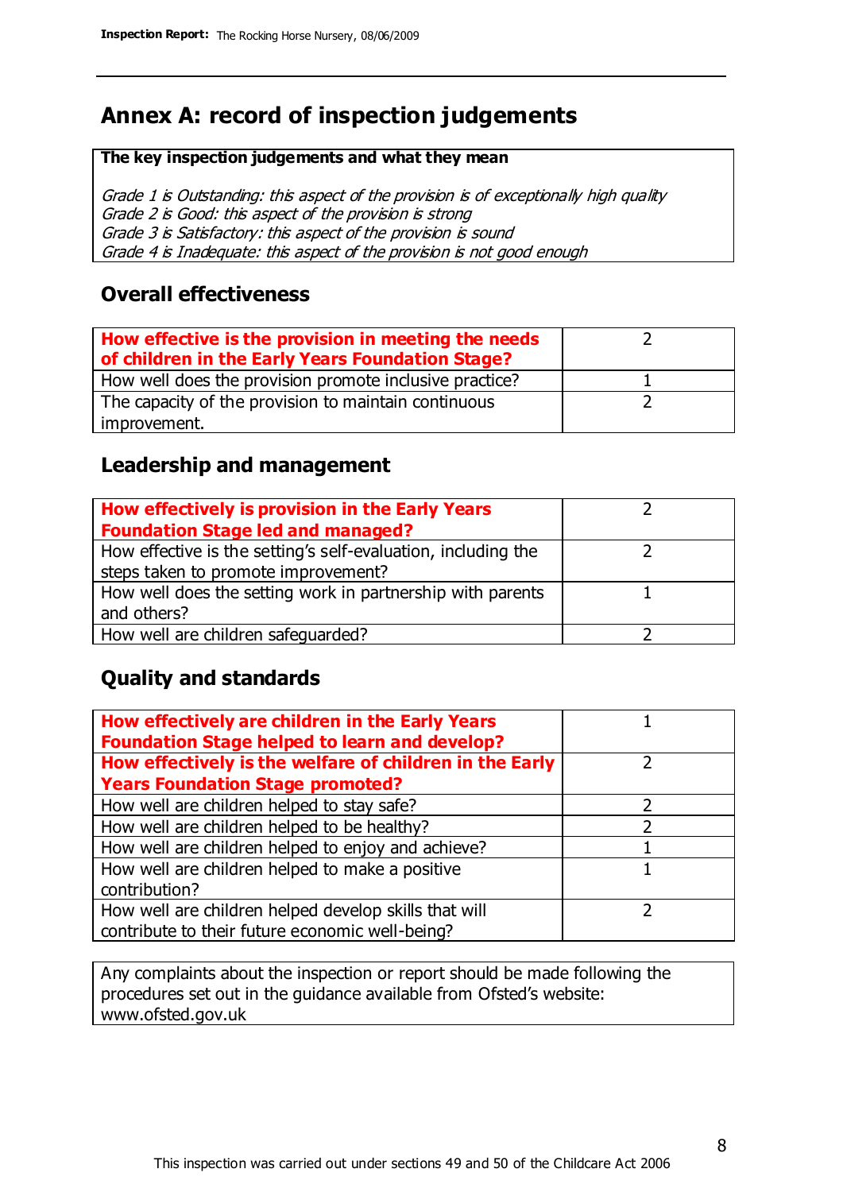# Annex A: record of inspection judgements

**The key inspection judgements and what they mean**

*Grade 1 is Outstanding: this aspect of the provision is of exceptionally high quality*
*Grade 2 is Good: this aspect of the provision is strong*
*Grade 3 is Satisfactory: this aspect of the provision is sound*
*Grade 4 is Inadequate: this aspect of the provision is not good enough*

## Overall effectiveness

| | |
|---|---|
| **How effective is the provision in meeting the needs of children in the Early Years Foundation Stage?** | 2 |
| How well does the provision promote inclusive practice? | 1 |
| The capacity of the provision to maintain continuous improvement. | 2 |

## Leadership and management

| | |
|---|---|
| **How effectively is provision in the Early Years Foundation Stage led and managed?** | 2 |
| How effective is the setting's self-evaluation, including the steps taken to promote improvement? | 2 |
| How well does the setting work in partnership with parents and others? | 1 |
| How well are children safeguarded? | 2 |

## Quality and standards

| | |
|---|---|
| **How effectively are children in the Early Years Foundation Stage helped to learn and develop?** | 1 |
| **How effectively is the welfare of children in the Early Years Foundation Stage promoted?** | 2 |
| How well are children helped to stay safe? | 2 |
| How well are children helped to be healthy? | 2 |
| How well are children helped to enjoy and achieve? | 1 |
| How well are children helped to make a positive contribution? | 1 |
| How well are children helped develop skills that will contribute to their future economic well-being? | 2 |

Any complaints about the inspection or report should be made following the procedures set out in the guidance available from Ofsted's website: www.ofsted.gov.uk

This inspection was carried out under sections 49 and 50 of the Childcare Act 2006